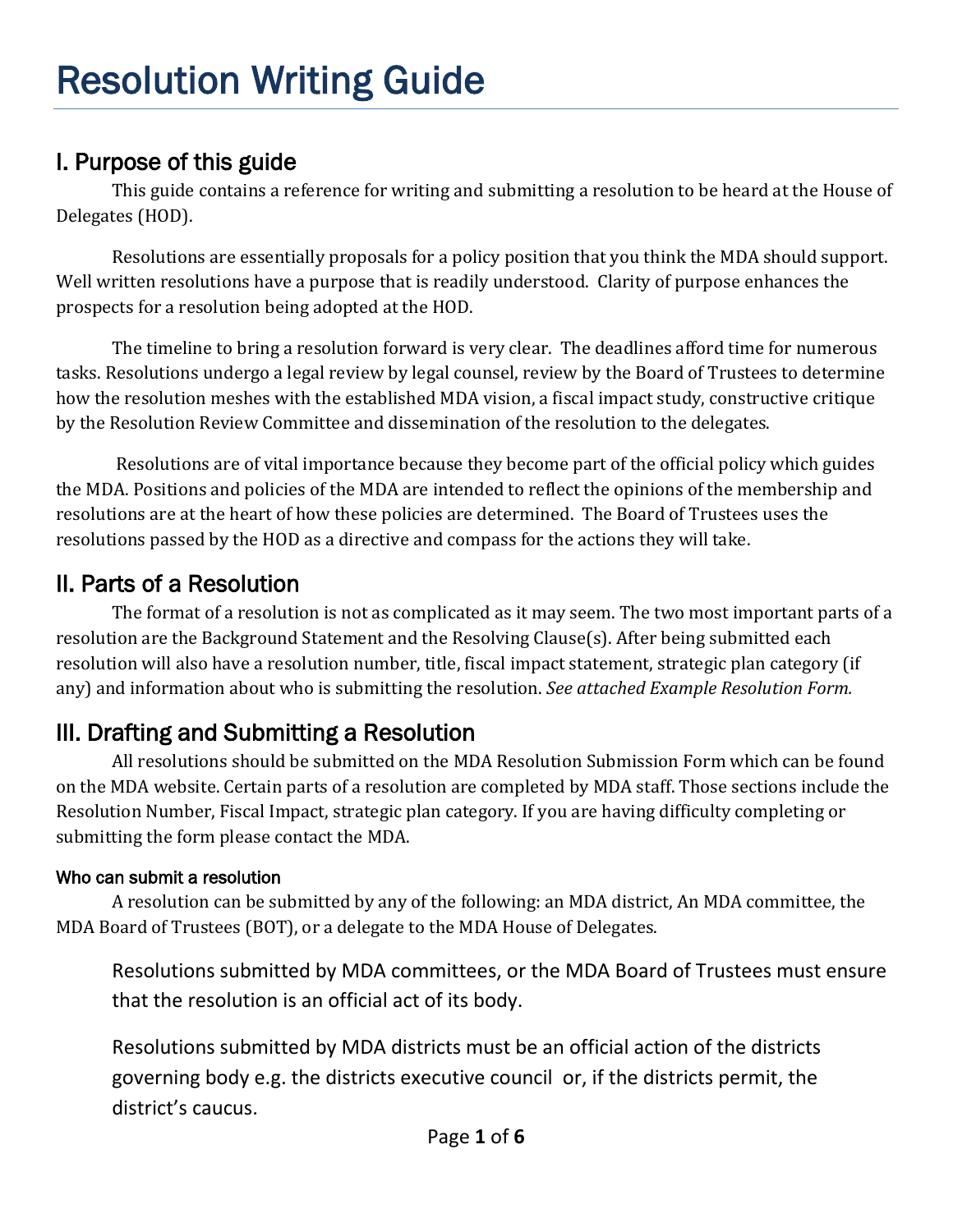# Resolution Writing Guide

## I. Purpose of this guide

This guide contains a reference for writing and submitting a resolution to be heard at the House of Delegates (HOD).

Resolutions are essentially proposals for a policy position that you think the MDA should support. Well written resolutions have a purpose that is readily understood. Clarity of purpose enhances the prospects for a resolution being adopted at the HOD.

The timeline to bring a resolution forward is very clear. The deadlines afford time for numerous tasks. Resolutions undergo a legal review by legal counsel, review by the Board of Trustees to determine how the resolution meshes with the established MDA vision, a fiscal impact study, constructive critique by the Resolution Review Committee and dissemination of the resolution to the delegates.

Resolutions are of vital importance because they become part of the official policy which guides the MDA. Positions and policies of the MDA are intended to reflect the opinions of the membership and resolutions are at the heart of how these policies are determined. The Board of Trustees uses the resolutions passed by the HOD as a directive and compass for the actions they will take.

## II. Parts of a Resolution

The format of a resolution is not as complicated as it may seem. The two most important parts of a resolution are the Background Statement and the Resolving Clause(s). After being submitted each resolution will also have a resolution number, title, fiscal impact statement, strategic plan category (if any) and information about who is submitting the resolution. *See attached Example Resolution Form.*

## III. Drafting and Submitting a Resolution

All resolutions should be submitted on the MDA Resolution Submission Form which can be found on the MDA website. Certain parts of a resolution are completed by MDA staff. Those sections include the Resolution Number, Fiscal Impact, strategic plan category. If you are having difficulty completing or submitting the form please contact the MDA.

### Who can submit a resolution

A resolution can be submitted by any of the following: an MDA district, An MDA committee, the MDA Board of Trustees (BOT), or a delegate to the MDA House of Delegates.

Resolutions submitted by MDA committees, or the MDA Board of Trustees must ensure that the resolution is an official act of its body.

Resolutions submitted by MDA districts must be an official action of the districts governing body e.g. the districts executive council or, if the districts permit, the district's caucus.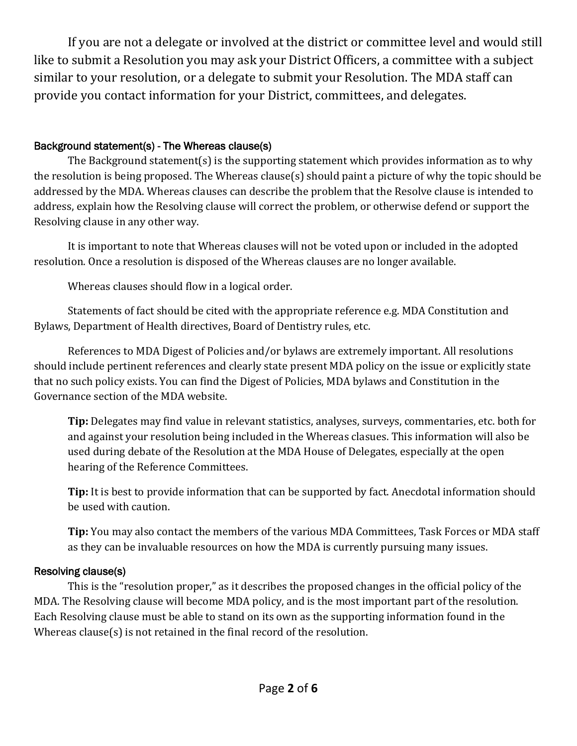If you are not a delegate or involved at the district or committee level and would still like to submit a Resolution you may ask your District Officers, a committee with a subject similar to your resolution, or a delegate to submit your Resolution. The MDA staff can provide you contact information for your District, committees, and delegates.

### Background statement(s) - The Whereas clause(s)

The Background statement(s) is the supporting statement which provides information as to why the resolution is being proposed. The Whereas clause(s) should paint a picture of why the topic should be addressed by the MDA. Whereas clauses can describe the problem that the Resolve clause is intended to address, explain how the Resolving clause will correct the problem, or otherwise defend or support the Resolving clause in any other way.

It is important to note that Whereas clauses will not be voted upon or included in the adopted resolution. Once a resolution is disposed of the Whereas clauses are no longer available.

Whereas clauses should flow in a logical order.

Statements of fact should be cited with the appropriate reference e.g. MDA Constitution and Bylaws, Department of Health directives, Board of Dentistry rules, etc.

References to MDA Digest of Policies and/or bylaws are extremely important. All resolutions should include pertinent references and clearly state present MDA policy on the issue or explicitly state that no such policy exists. You can find the Digest of Policies, MDA bylaws and Constitution in the Governance section of the MDA website.

> **Tip:** Delegates may find value in relevant statistics, analyses, surveys, commentaries, etc. both for and against your resolution being included in the Whereas clasues. This information will also be used during debate of the Resolution at the MDA House of Delegates, especially at the open hearing of the Reference Committees.
>
> **Tip:** It is best to provide information that can be supported by fact. Anecdotal information should be used with caution.
>
> **Tip:** You may also contact the members of the various MDA Committees, Task Forces or MDA staff as they can be invaluable resources on how the MDA is currently pursuing many issues.

### Resolving clause(s)

This is the "resolution proper," as it describes the proposed changes in the official policy of the MDA. The Resolving clause will become MDA policy, and is the most important part of the resolution. Each Resolving clause must be able to stand on its own as the supporting information found in the Whereas clause(s) is not retained in the final record of the resolution.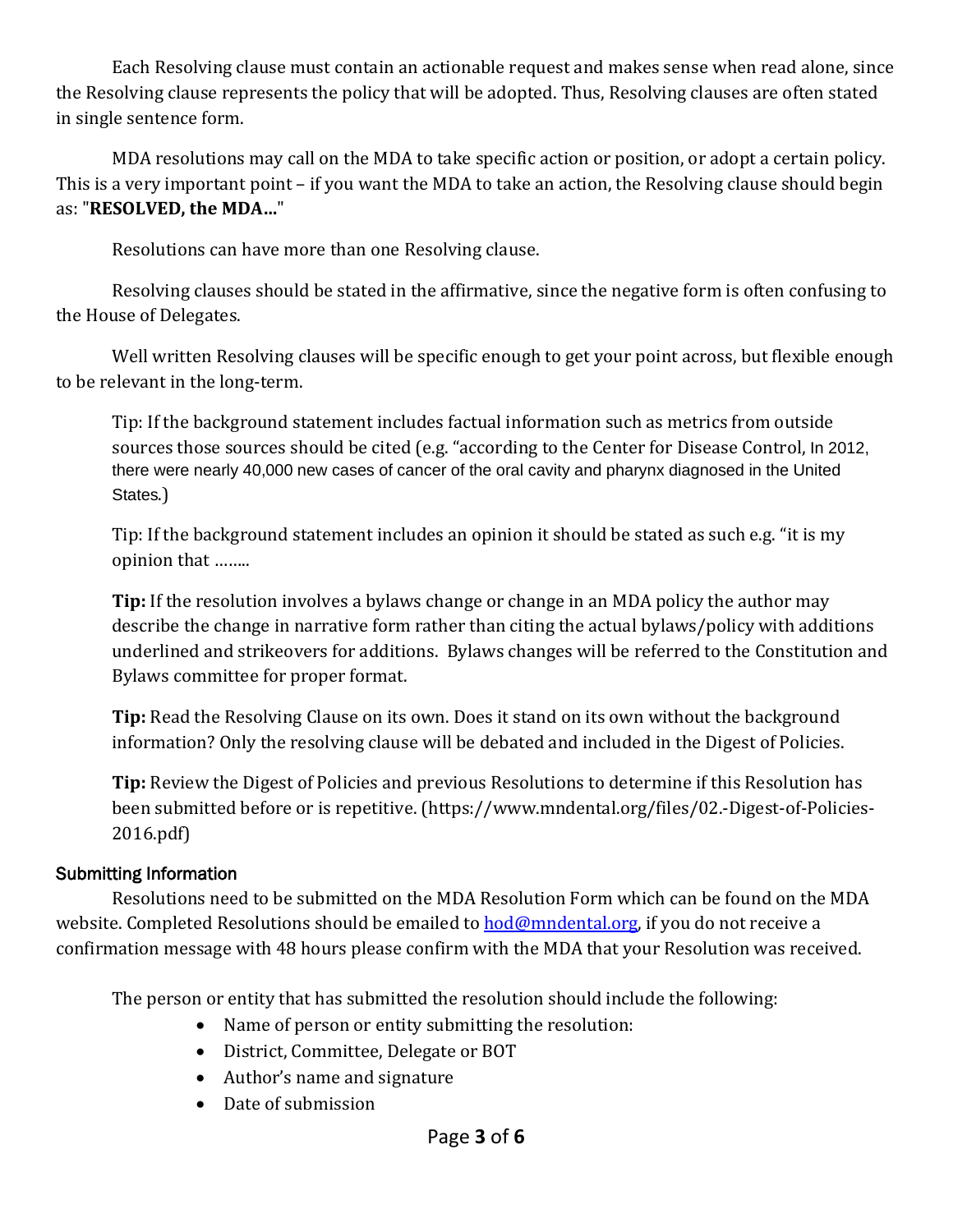Each Resolving clause must contain an actionable request and makes sense when read alone, since the Resolving clause represents the policy that will be adopted. Thus, Resolving clauses are often stated in single sentence form.

MDA resolutions may call on the MDA to take specific action or position, or adopt a certain policy. This is a very important point – if you want the MDA to take an action, the Resolving clause should begin as: "**RESOLVED, the MDA…**"

Resolutions can have more than one Resolving clause.

Resolving clauses should be stated in the affirmative, since the negative form is often confusing to the House of Delegates.

Well written Resolving clauses will be specific enough to get your point across, but flexible enough to be relevant in the long-term.

> Tip: If the background statement includes factual information such as metrics from outside sources those sources should be cited (e.g. "according to the Center for Disease Control, In 2012, there were nearly 40,000 new cases of cancer of the oral cavity and pharynx diagnosed in the United States.)
>
> Tip: If the background statement includes an opinion it should be stated as such e.g. "it is my opinion that ……..
>
> **Tip:** If the resolution involves a bylaws change or change in an MDA policy the author may describe the change in narrative form rather than citing the actual bylaws/policy with additions underlined and strikeovers for additions. Bylaws changes will be referred to the Constitution and Bylaws committee for proper format.
>
> **Tip:** Read the Resolving Clause on its own. Does it stand on its own without the background information? Only the resolving clause will be debated and included in the Digest of Policies.
>
> **Tip:** Review the Digest of Policies and previous Resolutions to determine if this Resolution has been submitted before or is repetitive. (https://www.mndental.org/files/02.-Digest-of-Policies-2016.pdf)

### Submitting Information

Resolutions need to be submitted on the MDA Resolution Form which can be found on the MDA website. Completed Resolutions should be emailed to hod@mndental.org, if you do not receive a confirmation message with 48 hours please confirm with the MDA that your Resolution was received.

The person or entity that has submitted the resolution should include the following:

- Name of person or entity submitting the resolution:
- District, Committee, Delegate or BOT
- Author's name and signature
- Date of submission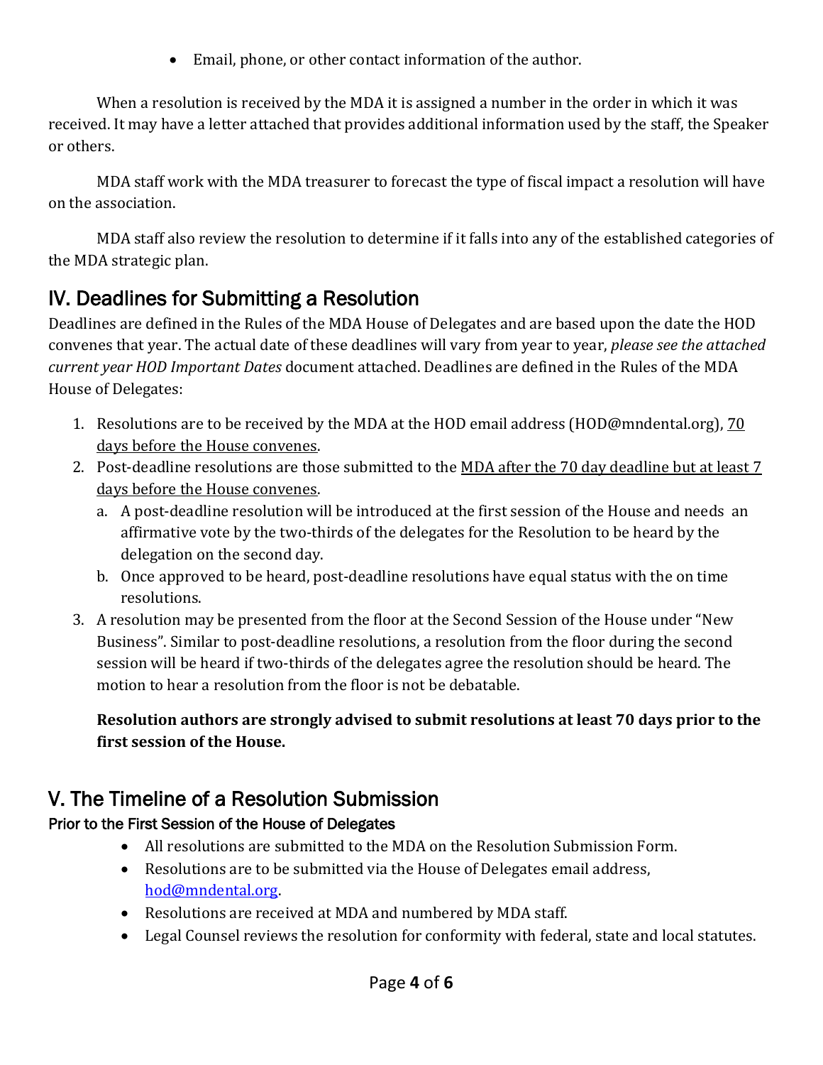- Email, phone, or other contact information of the author.

When a resolution is received by the MDA it is assigned a number in the order in which it was received. It may have a letter attached that provides additional information used by the staff, the Speaker or others.

MDA staff work with the MDA treasurer to forecast the type of fiscal impact a resolution will have on the association.

MDA staff also review the resolution to determine if it falls into any of the established categories of the MDA strategic plan.

## IV. Deadlines for Submitting a Resolution

Deadlines are defined in the Rules of the MDA House of Delegates and are based upon the date the HOD convenes that year. The actual date of these deadlines will vary from year to year, *please see the attached current year HOD Important Dates* document attached. Deadlines are defined in the Rules of the MDA House of Delegates:

1. Resolutions are to be received by the MDA at the HOD email address (HOD@mndental.org), 70 days before the House convenes.
2. Post-deadline resolutions are those submitted to the MDA after the 70 day deadline but at least 7 days before the House convenes.
   a. A post-deadline resolution will be introduced at the first session of the House and needs an affirmative vote by the two-thirds of the delegates for the Resolution to be heard by the delegation on the second day.
   b. Once approved to be heard, post-deadline resolutions have equal status with the on time resolutions.
3. A resolution may be presented from the floor at the Second Session of the House under "New Business". Similar to post-deadline resolutions, a resolution from the floor during the second session will be heard if two-thirds of the delegates agree the resolution should be heard. The motion to hear a resolution from the floor is not be debatable.

   **Resolution authors are strongly advised to submit resolutions at least 70 days prior to the first session of the House.**

## V. The Timeline of a Resolution Submission

### Prior to the First Session of the House of Delegates

- All resolutions are submitted to the MDA on the Resolution Submission Form.
- Resolutions are to be submitted via the House of Delegates email address, hod@mndental.org.
- Resolutions are received at MDA and numbered by MDA staff.
- Legal Counsel reviews the resolution for conformity with federal, state and local statutes.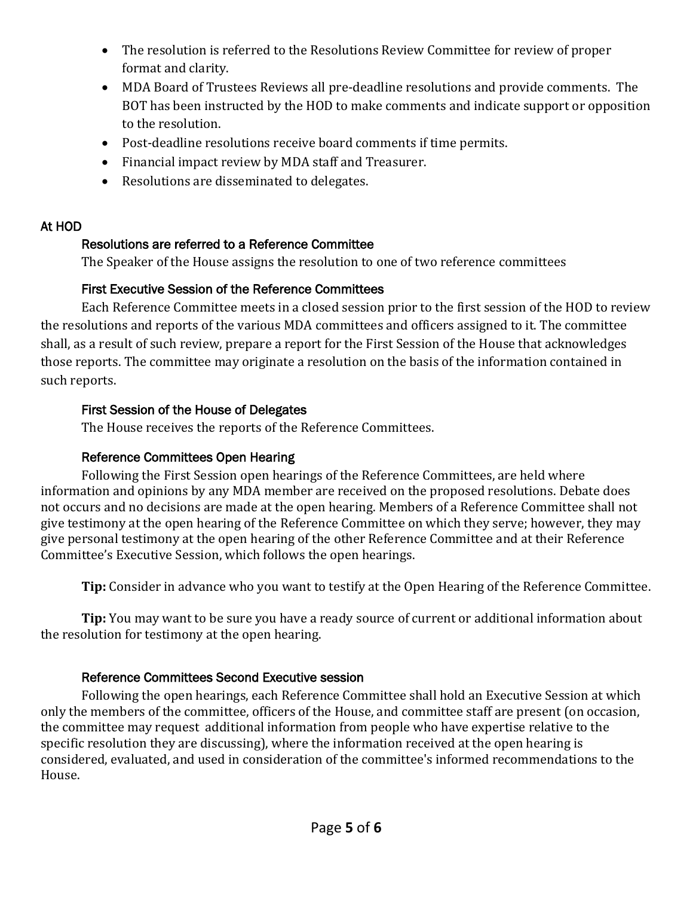- The resolution is referred to the Resolutions Review Committee for review of proper format and clarity.
- MDA Board of Trustees Reviews all pre-deadline resolutions and provide comments. The BOT has been instructed by the HOD to make comments and indicate support or opposition to the resolution.
- Post-deadline resolutions receive board comments if time permits.
- Financial impact review by MDA staff and Treasurer.
- Resolutions are disseminated to delegates.

## At HOD

### Resolutions are referred to a Reference Committee

The Speaker of the House assigns the resolution to one of two reference committees

### First Executive Session of the Reference Committees

Each Reference Committee meets in a closed session prior to the first session of the HOD to review the resolutions and reports of the various MDA committees and officers assigned to it. The committee shall, as a result of such review, prepare a report for the First Session of the House that acknowledges those reports. The committee may originate a resolution on the basis of the information contained in such reports.

### First Session of the House of Delegates

The House receives the reports of the Reference Committees.

### Reference Committees Open Hearing

Following the First Session open hearings of the Reference Committees, are held where information and opinions by any MDA member are received on the proposed resolutions. Debate does not occurs and no decisions are made at the open hearing. Members of a Reference Committee shall not give testimony at the open hearing of the Reference Committee on which they serve; however, they may give personal testimony at the open hearing of the other Reference Committee and at their Reference Committee's Executive Session, which follows the open hearings.

**Tip:** Consider in advance who you want to testify at the Open Hearing of the Reference Committee.

**Tip:** You may want to be sure you have a ready source of current or additional information about the resolution for testimony at the open hearing.

### Reference Committees Second Executive session

Following the open hearings, each Reference Committee shall hold an Executive Session at which only the members of the committee, officers of the House, and committee staff are present (on occasion, the committee may request additional information from people who have expertise relative to the specific resolution they are discussing), where the information received at the open hearing is considered, evaluated, and used in consideration of the committee's informed recommendations to the House.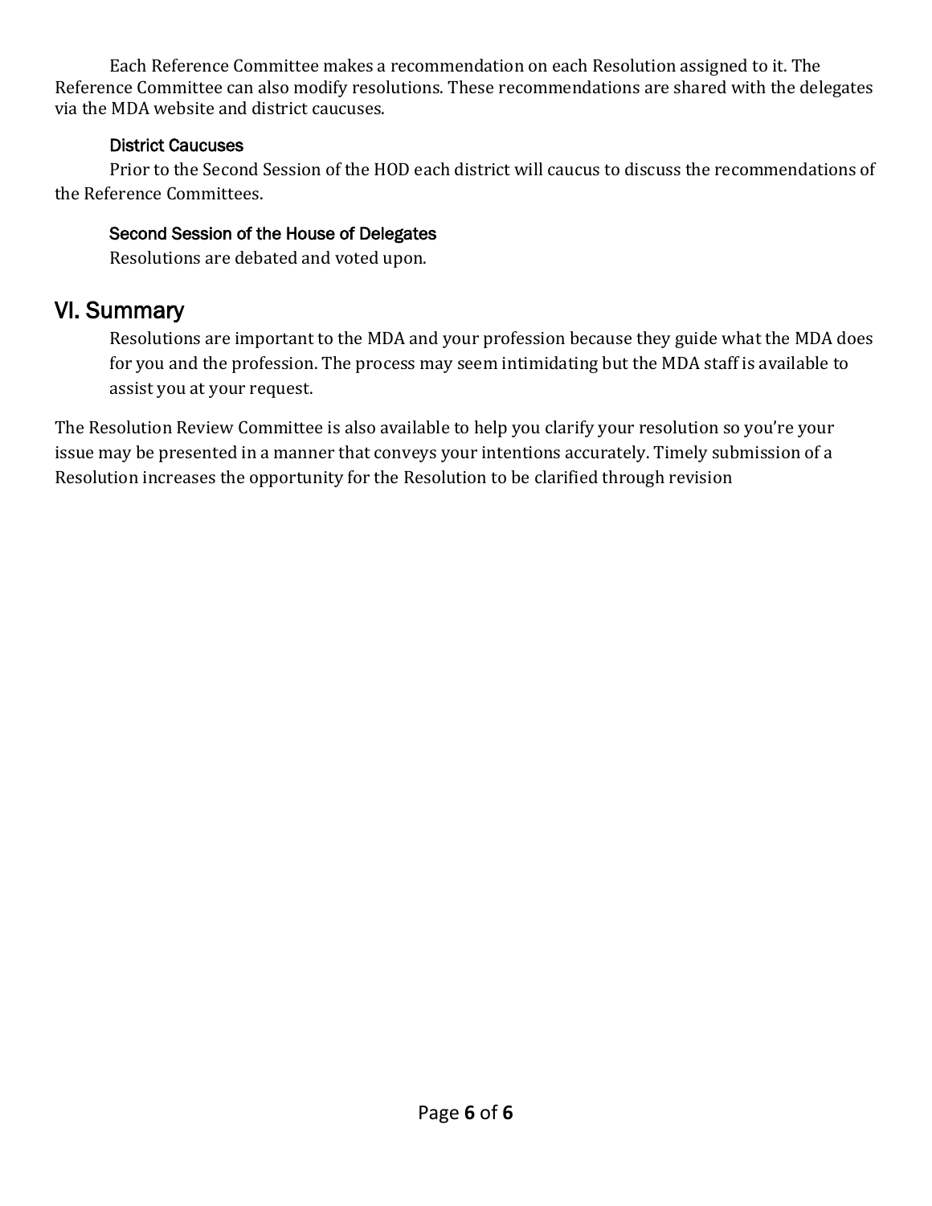Each Reference Committee makes a recommendation on each Resolution assigned to it. The Reference Committee can also modify resolutions. These recommendations are shared with the delegates via the MDA website and district caucuses.

### District Caucuses

Prior to the Second Session of the HOD each district will caucus to discuss the recommendations of the Reference Committees.

### Second Session of the House of Delegates

Resolutions are debated and voted upon.

## VI. Summary

Resolutions are important to the MDA and your profession because they guide what the MDA does for you and the profession. The process may seem intimidating but the MDA staff is available to assist you at your request.

The Resolution Review Committee is also available to help you clarify your resolution so you're your issue may be presented in a manner that conveys your intentions accurately. Timely submission of a Resolution increases the opportunity for the Resolution to be clarified through revision